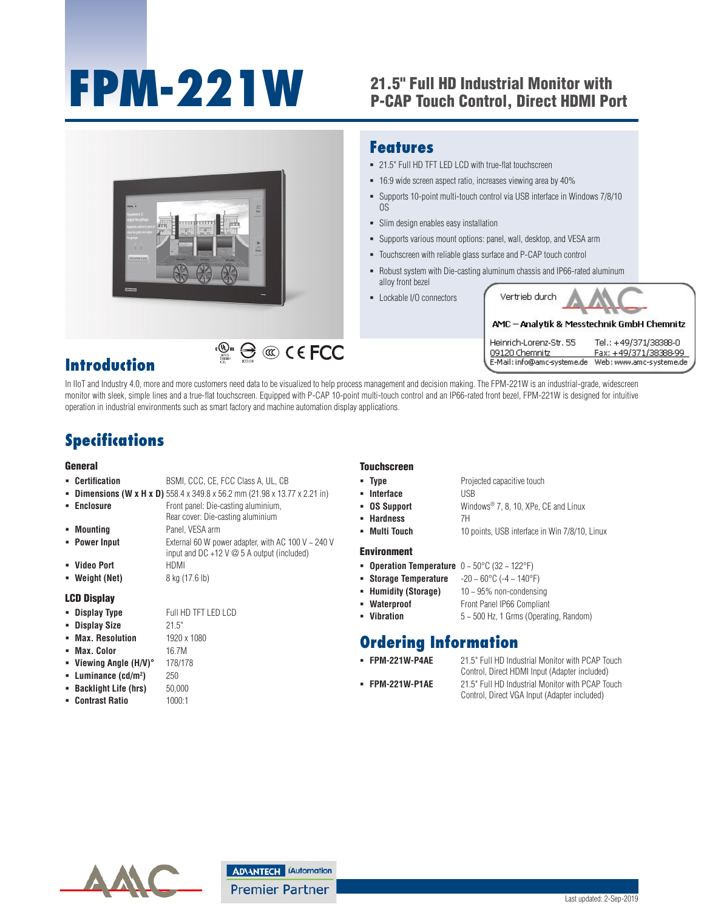# FPM-221W

## 21.5" Full HD Industrial Monitor with P-CAP Touch Control, Direct HDMI Port

## Features

- 21.5" Full HD TFT LED LCD with true-flat touchscreen
- 16:9 wide screen aspect ratio, increases viewing area by 40%
- Supports 10-point multi-touch control via USB interface in Windows 7/8/10 OS
- Slim design enables easy installation
- Supports various mount options: panel, wall, desktop, and VESA arm
- Touchscreen with reliable glass surface and P-CAP touch control
- Robust system with Die-casting aluminum chassis and IP66-rated aluminum alloy front bezel
- Lockable I/O connectors

Vertrieb durch

AMC – Analytik & Messtechnik GmbH Chemnitz

Heinrich-Lorenz-Str. 55
09120 Chemnitz
E-Mail: info@amc-systeme.de

Tel.: +49/371/38388-0
Fax: +49/371/38388-99
Web: www.amc-systeme.de

## Introduction

In IIoT and Industry 4.0, more and more customers need data to be visualized to help process management and decision making. The FPM-221W is an industrial-grade, widescreen monitor with sleek, simple lines and a true-flat touchscreen. Equipped with P-CAP 10-point multi-touch control and an IP66-rated front bezel, FPM-221W is designed for intuitive operation in industrial environments such as smart factory and machine automation display applications.

## Specifications

### General

- **Certification**: BSMI, CCC, CE, FCC Class A, UL, CB
- **Dimensions (W x H x D)**: 558.4 x 349.8 x 56.2 mm (21.98 x 13.77 x 2.21 in)
- **Enclosure**: Front panel: Die-casting aluminium, Rear cover: Die-casting aluminium
- **Mounting**: Panel, VESA arm
- **Power Input**: External 60 W power adapter, with AC 100 V ~ 240 V input and DC +12 V @ 5 A output (included)
- **Video Port**: HDMI
- **Weight (Net)**: 8 kg (17.6 lb)

### LCD Display

- **Display Type**: Full HD TFT LED LCD
- **Display Size**: 21.5"
- **Max. Resolution**: 1920 x 1080
- **Max. Color**: 16.7M
- **Viewing Angle (H/V)°**: 178/178
- **Luminance (cd/m²)**: 250
- **Backlight Life (hrs)**: 50,000
- **Contrast Ratio**: 1000:1

### Touchscreen

- **Type**: Projected capacitive touch
- **Interface**: USB
- **OS Support**: Windows® 7, 8, 10, XPe, CE and Linux
- **Hardness**: 7H
- **Multi Touch**: 10 points, USB interface in Win 7/8/10, Linux

### Environment

- **Operation Temperature**: 0 ~ 50°C (32 ~ 122°F)
- **Storage Temperature**: -20 ~ 60°C (-4 ~ 140°F)
- **Humidity (Storage)**: 10 ~ 95% non-condensing
- **Waterproof**: Front Panel IP66 Compliant
- **Vibration**: 5 ~ 500 Hz, 1 Grms (Operating, Random)

## Ordering Information

- **FPM-221W-P4AE**: 21.5" Full HD Industrial Monitor with PCAP Touch Control, Direct HDMI Input (Adapter included)
- **FPM-221W-P1AE**: 21.5" Full HD Industrial Monitor with PCAP Touch Control, Direct VGA Input (Adapter included)

ADVANTECH iAutomation Premier Partner

Last updated: 2-Sep-2019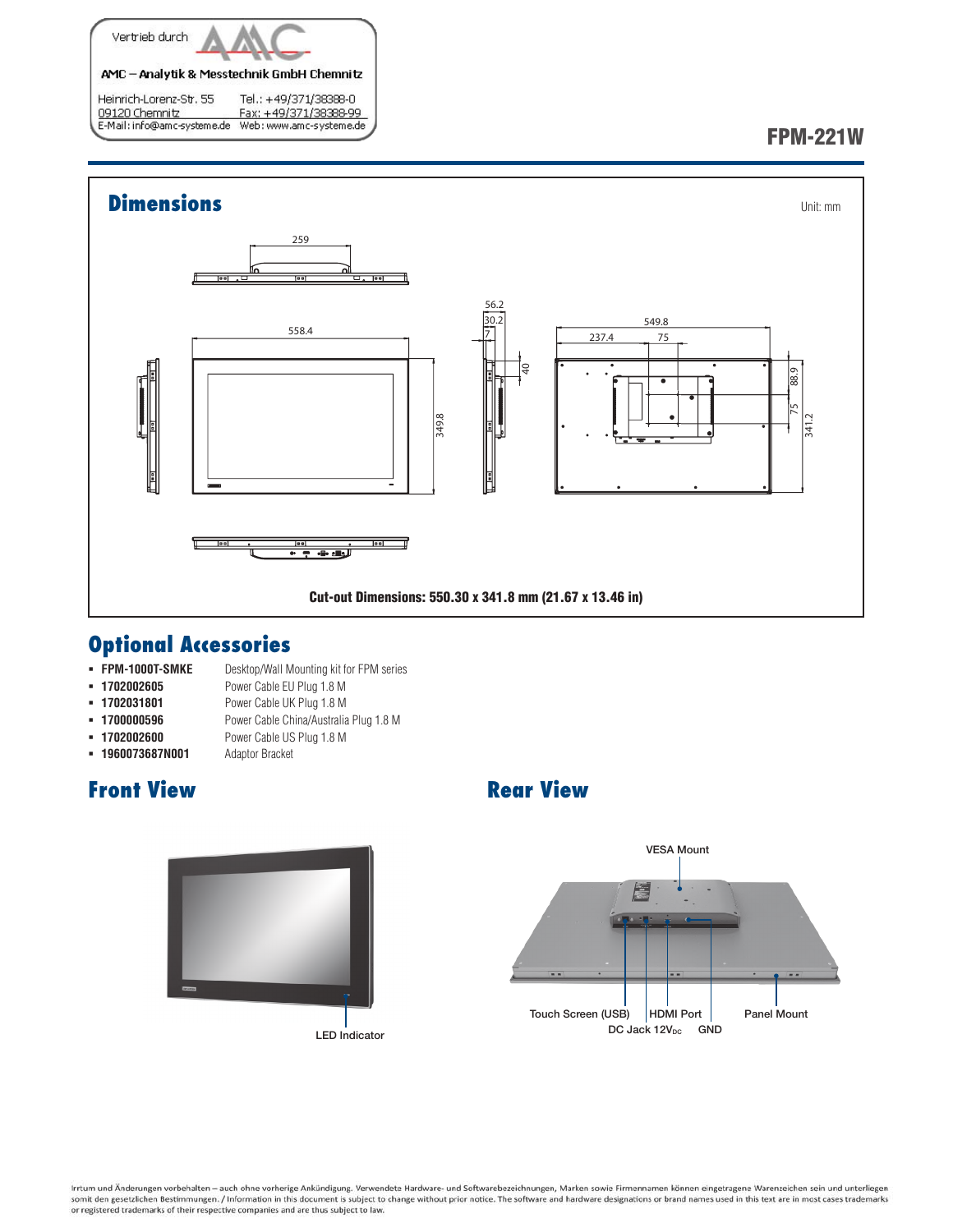Vertrieb durch AMC

AMC – Analytik & Messtechnik GmbH Chemnitz

Heinrich-Lorenz-Str. 55
09120 Chemnitz
E-Mail: info@amc-systeme.de

Tel.: +49/371/38388-0
Fax: +49/371/38388-99
Web: www.amc-systeme.de

# FPM-221W

## Dimensions

Unit: mm

259

558.4

349.8

56.2

30.2

7

40

549.8

237.4

75

88.9

75

341.2

Cut-out Dimensions: 550.30 x 341.8 mm (21.67 x 13.46 in)

## Optional Accessories

- **FPM-1000T-SMKE** Desktop/Wall Mounting kit for FPM series
- **1702002605** Power Cable EU Plug 1.8 M
- **1702031801** Power Cable UK Plug 1.8 M
- **1700000596** Power Cable China/Australia Plug 1.8 M
- **1702002600** Power Cable US Plug 1.8 M
- **1960073687N001** Adaptor Bracket

## Front View

LED Indicator

## Rear View

VESA Mount

Touch Screen (USB)

HDMI Port

DC Jack $12V_{DC}$

GND

Panel Mount

Irrtum und Änderungen vorbehalten – auch ohne vorherige Ankündigung. Verwendete Hardware- und Softwarebezeichnungen, Marken sowie Firmennamen können eingetragene Warenzeichen sein und unterliegen somit den gesetzlichen Bestimmungen. / Information in this document is subject to change without prior notice. The software and hardware designations or brand names used in this text are in most cases trademarks or registered trademarks of their respective companies and are thus subject to law.